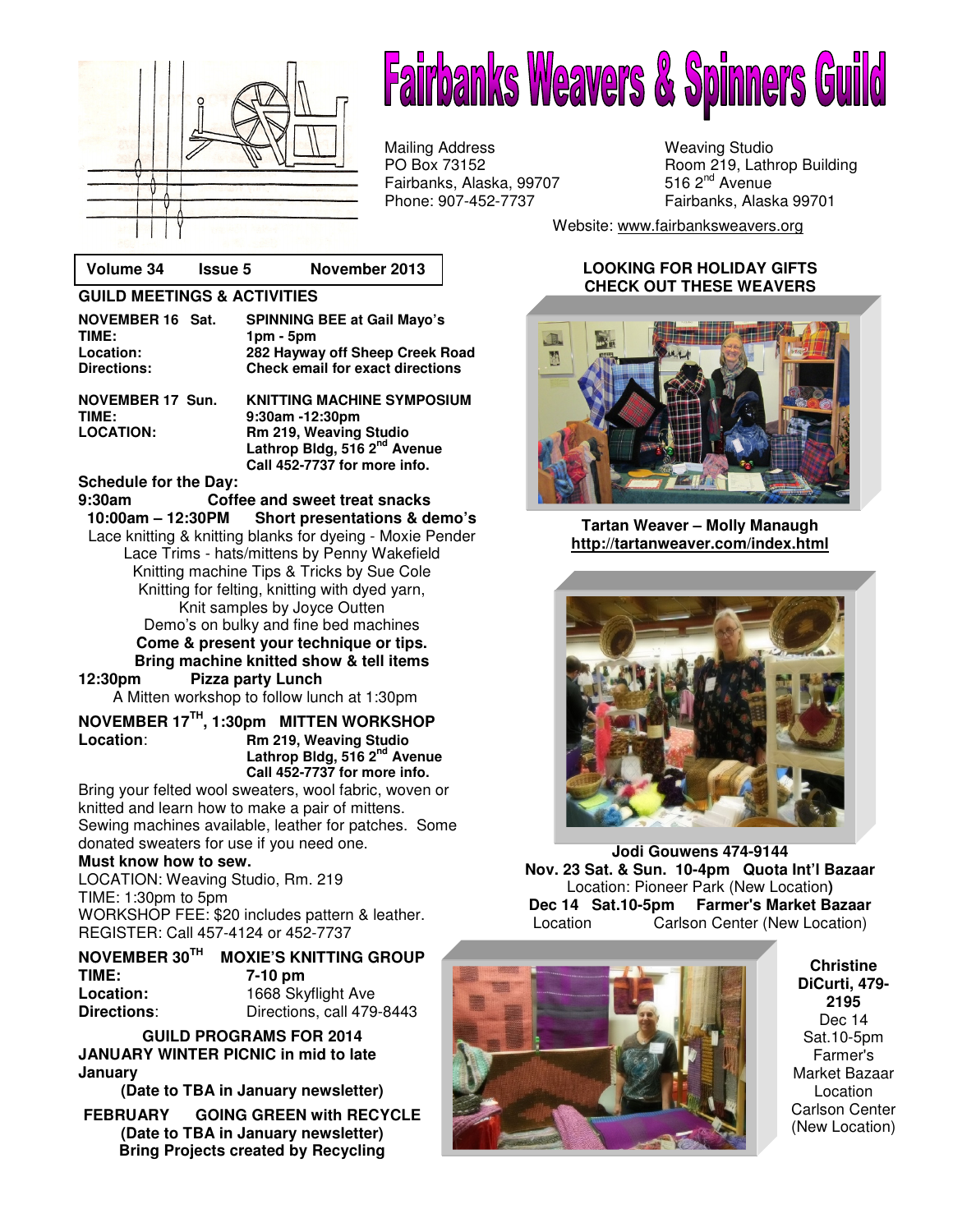# Fairbanks Weavers & Spinners Guild

Mailing Address
PO Box 73152
Fairbanks, Alaska, 99707
Phone: 907-452-7737

Weaving Studio
Room 219, Lathrop Building
516 2nd Avenue
Fairbanks, Alaska 99701

Website: www.fairbanksweavers.org

**Volume 34 Issue 5 November 2013**

## GUILD MEETINGS & ACTIVITIES

**NOVEMBER 16 Sat.** **SPINNING BEE at Gail Mayo's**
**TIME:** **1pm - 5pm**
**Location:** **282 Hayway off Sheep Creek Road**
**Directions:** **Check email for exact directions**

**NOVEMBER 17 Sun.** **KNITTING MACHINE SYMPOSIUM**
**TIME:** **9:30am -12:30pm**
**LOCATION:** **Rm 219, Weaving Studio**
**Lathrop Bldg, 516 2nd Avenue**
**Call 452-7737 for more info.**

**Schedule for the Day:**
**9:30am** **Coffee and sweet treat snacks**
**10:00am – 12:30PM** **Short presentations & demo's**
Lace knitting & knitting blanks for dyeing - Moxie Pender
Lace Trims - hats/mittens by Penny Wakefield
Knitting machine Tips & Tricks by Sue Cole
Knitting for felting, knitting with dyed yarn,
Knit samples by Joyce Outten
Demo's on bulky and fine bed machines
**Come & present your technique or tips.**
**Bring machine knitted show & tell items**
**12:30pm** **Pizza party Lunch**
A Mitten workshop to follow lunch at 1:30pm

**NOVEMBER 17TH, 1:30pm MITTEN WORKSHOP**
**Location:** **Rm 219, Weaving Studio**
**Lathrop Bldg, 516 2nd Avenue**
**Call 452-7737 for more info.**

Bring your felted wool sweaters, wool fabric, woven or knitted and learn how to make a pair of mittens. Sewing machines available, leather for patches. Some donated sweaters for use if you need one.
**Must know how to sew.**
LOCATION: Weaving Studio, Rm. 219
TIME: 1:30pm to 5pm
WORKSHOP FEE: $20 includes pattern & leather.
REGISTER: Call 457-4124 or 452-7737

**NOVEMBER 30TH MOXIE'S KNITTING GROUP**
**TIME:** 7-10 pm
**Location:** 1668 Skyflight Ave
**Directions:** Directions, call 479-8443

**GUILD PROGRAMS FOR 2014**
**JANUARY WINTER PICNIC in mid to late January**
**(Date to TBA in January newsletter)**

**FEBRUARY GOING GREEN with RECYCLE**
**(Date to TBA in January newsletter)**
**Bring Projects created by Recycling**

## LOOKING FOR HOLIDAY GIFTS CHECK OUT THESE WEAVERS

**Tartan Weaver – Molly Manaugh**
**http://tartanweaver.com/index.html**

**Jodi Gouwens 474-9144**
**Nov. 23 Sat. & Sun. 10-4pm Quota Int'l Bazaar**
Location: Pioneer Park (New Location)
**Dec 14 Sat.10-5pm Farmer's Market Bazaar**
Location Carlson Center (New Location)

**Christine DiCurti, 479-2195**
Dec 14
Sat.10-5pm
Farmer's Market Bazaar
Location
Carlson Center
(New Location)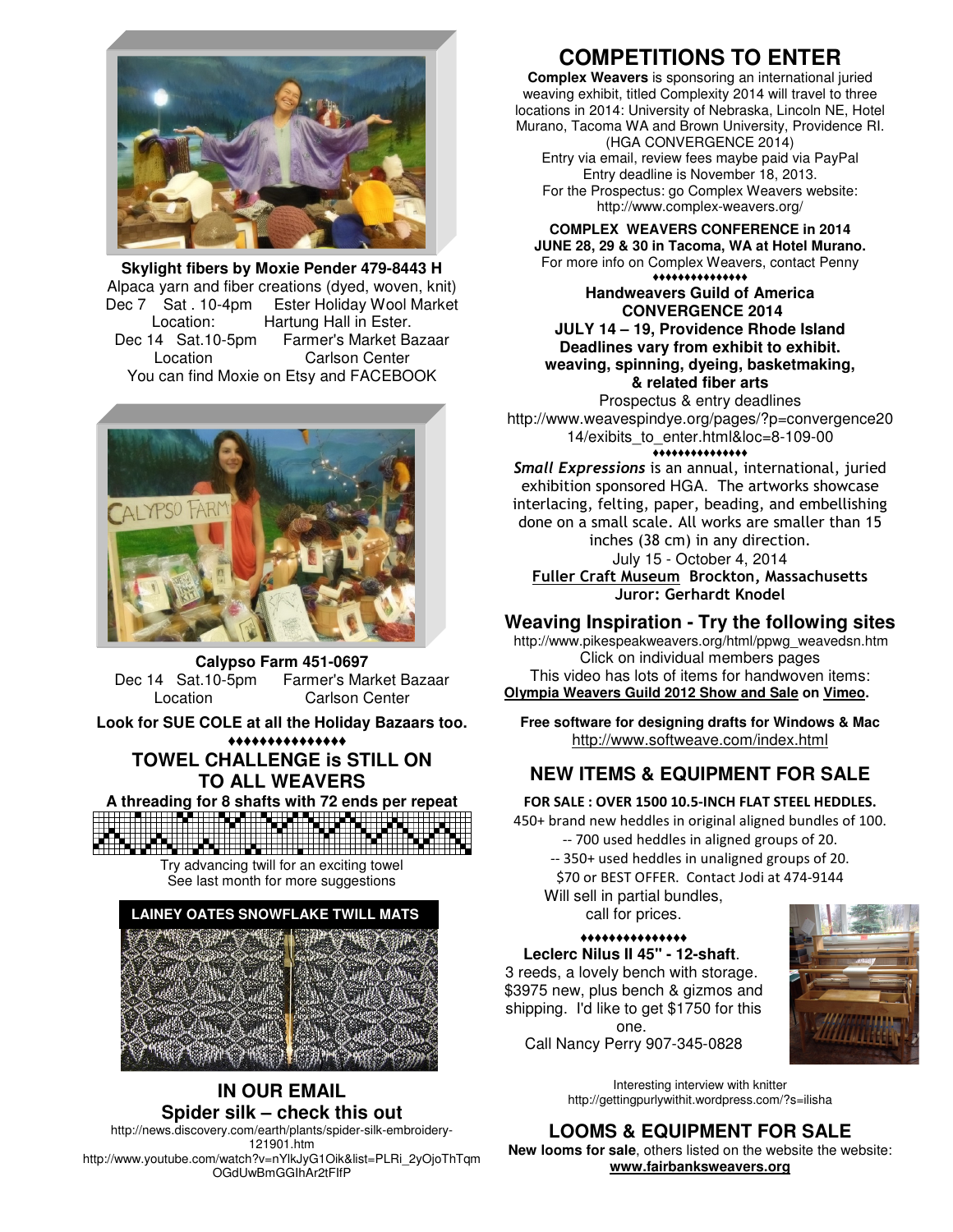**Skylight fibers by Moxie Pender 479-8443 H**

Alpaca yarn and fiber creations (dyed, woven, knit)

Dec 7 Sat . 10-4pm Ester Holiday Wool Market
Location: Hartung Hall in Ester.

Dec 14 Sat.10-5pm Farmer's Market Bazaar
Location Carlson Center

You can find Moxie on Etsy and FACEBOOK

**Calypso Farm 451-0697**

Dec 14 Sat.10-5pm Farmer's Market Bazaar
Location Carlson Center

**Look for SUE COLE at all the Holiday Bazaars too.**

♦♦♦♦♦♦♦♦♦♦♦♦♦♦♦

## TOWEL CHALLENGE is STILL ON TO ALL WEAVERS

**A threading for 8 shafts with 72 ends per repeat**

Try advancing twill for an exciting towel
See last month for more suggestions

**LAINEY OATES SNOWFLAKE TWILL MATS**

## IN OUR EMAIL
## Spider silk – check this out

http://news.discovery.com/earth/plants/spider-silk-embroidery-121901.htm
http://www.youtube.com/watch?v=nYlkJyG1Oik&list=PLRi_2yOjoThTqmOGdUwBmGGIhAr2tFIfP

# COMPETITIONS TO ENTER

**Complex Weavers** is sponsoring an international juried weaving exhibit, titled Complexity 2014 will travel to three locations in 2014: University of Nebraska, Lincoln NE, Hotel Murano, Tacoma WA and Brown University, Providence RI. (HGA CONVERGENCE 2014)
Entry via email, review fees maybe paid via PayPal
Entry deadline is November 18, 2013.
For the Prospectus: go Complex Weavers website:
http://www.complex-weavers.org/

**COMPLEX WEAVERS CONFERENCE in 2014**
**JUNE 28, 29 & 30 in Tacoma, WA at Hotel Murano.**
For more info on Complex Weavers, contact Penny

♦♦♦♦♦♦♦♦♦♦♦♦♦♦♦

**Handweavers Guild of America**
**CONVERGENCE 2014**
**JULY 14 – 19, Providence Rhode Island**
**Deadlines vary from exhibit to exhibit.**
**weaving, spinning, dyeing, basketmaking, & related fiber arts**

Prospectus & entry deadlines
http://www.weavespindye.org/pages/?p=convergence2014/exibits_to_enter.html&loc=8-109-00

♦♦♦♦♦♦♦♦♦♦♦♦♦♦♦

***Small Expressions*** is an annual, international, juried exhibition sponsored HGA. The artworks showcase interlacing, felting, paper, beading, and embellishing done on a small scale. All works are smaller than 15 inches (38 cm) in any direction.
July 15 - October 4, 2014
**Fuller Craft Museum Brockton, Massachusetts**
**Juror: Gerhardt Knodel**

## Weaving Inspiration - Try the following sites

http://www.pikespeakweavers.org/html/ppwg_weavedsn.htm
Click on individual members pages
This video has lots of items for handwoven items:
**Olympia Weavers Guild 2012 Show and Sale on Vimeo.**

**Free software for designing drafts for Windows & Mac**
http://www.softweave.com/index.html

## NEW ITEMS & EQUIPMENT FOR SALE

**FOR SALE : OVER 1500 10.5-INCH FLAT STEEL HEDDLES.**
450+ brand new heddles in original aligned bundles of 100.
-- 700 used heddles in aligned groups of 20.
-- 350+ used heddles in unaligned groups of 20.
$70 or BEST OFFER. Contact Jodi at 474-9144
Will sell in partial bundles,
call for prices.

♦♦♦♦♦♦♦♦♦♦♦♦♦♦♦

**Leclerc Nilus II 45" - 12-shaft**.
3 reeds, a lovely bench with storage. $3975 new, plus bench & gizmos and shipping. I'd like to get $1750 for this one.
Call Nancy Perry 907-345-0828

Interesting interview with knitter
http://gettingpurlywithit.wordpress.com/?s=ilisha

## LOOMS & EQUIPMENT FOR SALE

**New looms for sale**, others listed on the website the website:
**www.fairbanksweavers.org**